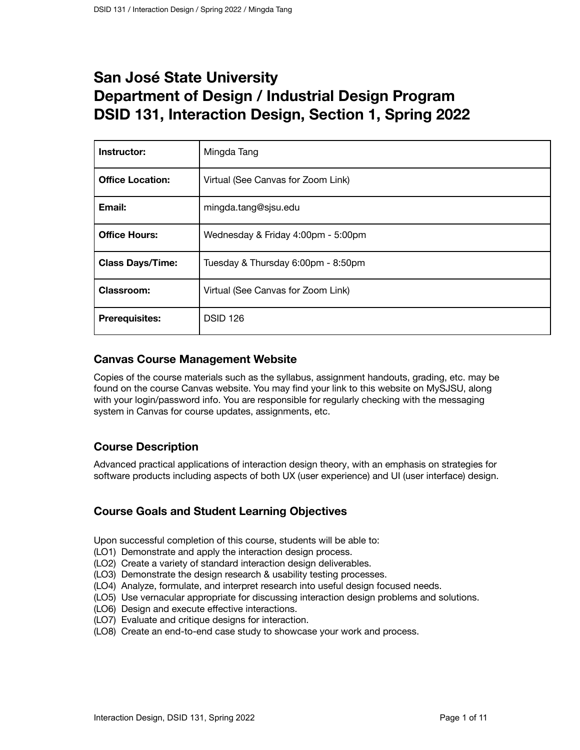# San José State University
# Department of Design / Industrial Design Program
# DSID 131, Interaction Design, Section 1, Spring 2022

| | |
|---|---|
| **Instructor:** | Mingda Tang |
| **Office Location:** | Virtual (See Canvas for Zoom Link) |
| **Email:** | mingda.tang@sjsu.edu |
| **Office Hours:** | Wednesday & Friday 4:00pm - 5:00pm |
| **Class Days/Time:** | Tuesday & Thursday 6:00pm - 8:50pm |
| **Classroom:** | Virtual (See Canvas for Zoom Link) |
| **Prerequisites:** | DSID 126 |

## Canvas Course Management Website

Copies of the course materials such as the syllabus, assignment handouts, grading, etc. may be found on the course Canvas website. You may find your link to this website on MySJSU, along with your login/password info. You are responsible for regularly checking with the messaging system in Canvas for course updates, assignments, etc.

## Course Description

Advanced practical applications of interaction design theory, with an emphasis on strategies for software products including aspects of both UX (user experience) and UI (user interface) design.

## Course Goals and Student Learning Objectives

Upon successful completion of this course, students will be able to:

- (LO1) Demonstrate and apply the interaction design process.
- (LO2) Create a variety of standard interaction design deliverables.
- (LO3) Demonstrate the design research & usability testing processes.
- (LO4) Analyze, formulate, and interpret research into useful design focused needs.
- (LO5) Use vernacular appropriate for discussing interaction design problems and solutions.
- (LO6) Design and execute effective interactions.
- (LO7) Evaluate and critique designs for interaction.
- (LO8) Create an end-to-end case study to showcase your work and process.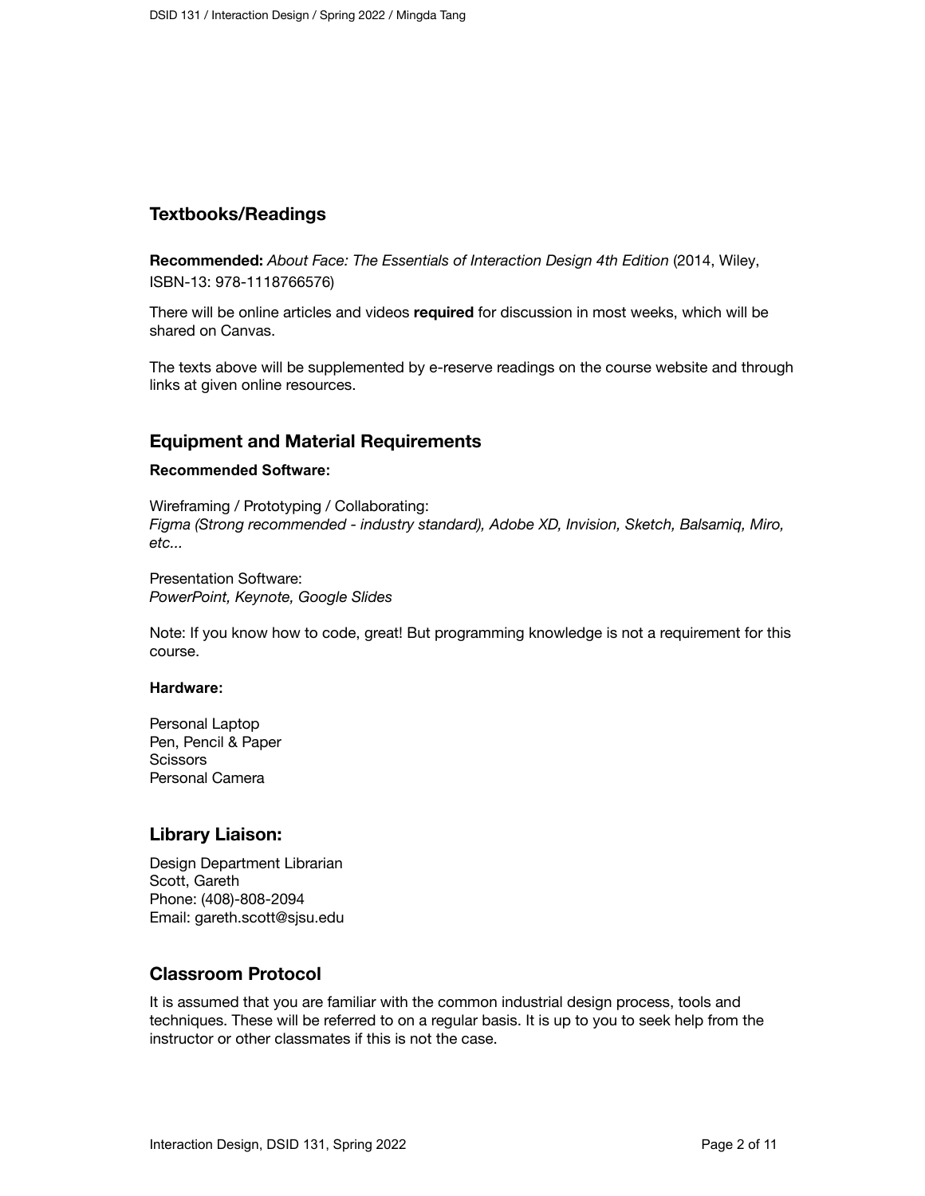## Textbooks/Readings

**Recommended:** *About Face: The Essentials of Interaction Design 4th Edition* (2014, Wiley, ISBN-13: 978-1118766576)

There will be online articles and videos **required** for discussion in most weeks, which will be shared on Canvas.

The texts above will be supplemented by e-reserve readings on the course website and through links at given online resources.

## Equipment and Material Requirements

**Recommended Software:**

Wireframing / Prototyping / Collaborating:
*Figma (Strong recommended - industry standard), Adobe XD, Invision, Sketch, Balsamiq, Miro, etc...*

Presentation Software:
*PowerPoint, Keynote, Google Slides*

Note: If you know how to code, great! But programming knowledge is not a requirement for this course.

**Hardware:**

Personal Laptop
Pen, Pencil & Paper
Scissors
Personal Camera

## Library Liaison:

Design Department Librarian
Scott, Gareth
Phone: (408)-808-2094
Email: gareth.scott@sjsu.edu

## Classroom Protocol

It is assumed that you are familiar with the common industrial design process, tools and techniques. These will be referred to on a regular basis. It is up to you to seek help from the instructor or other classmates if this is not the case.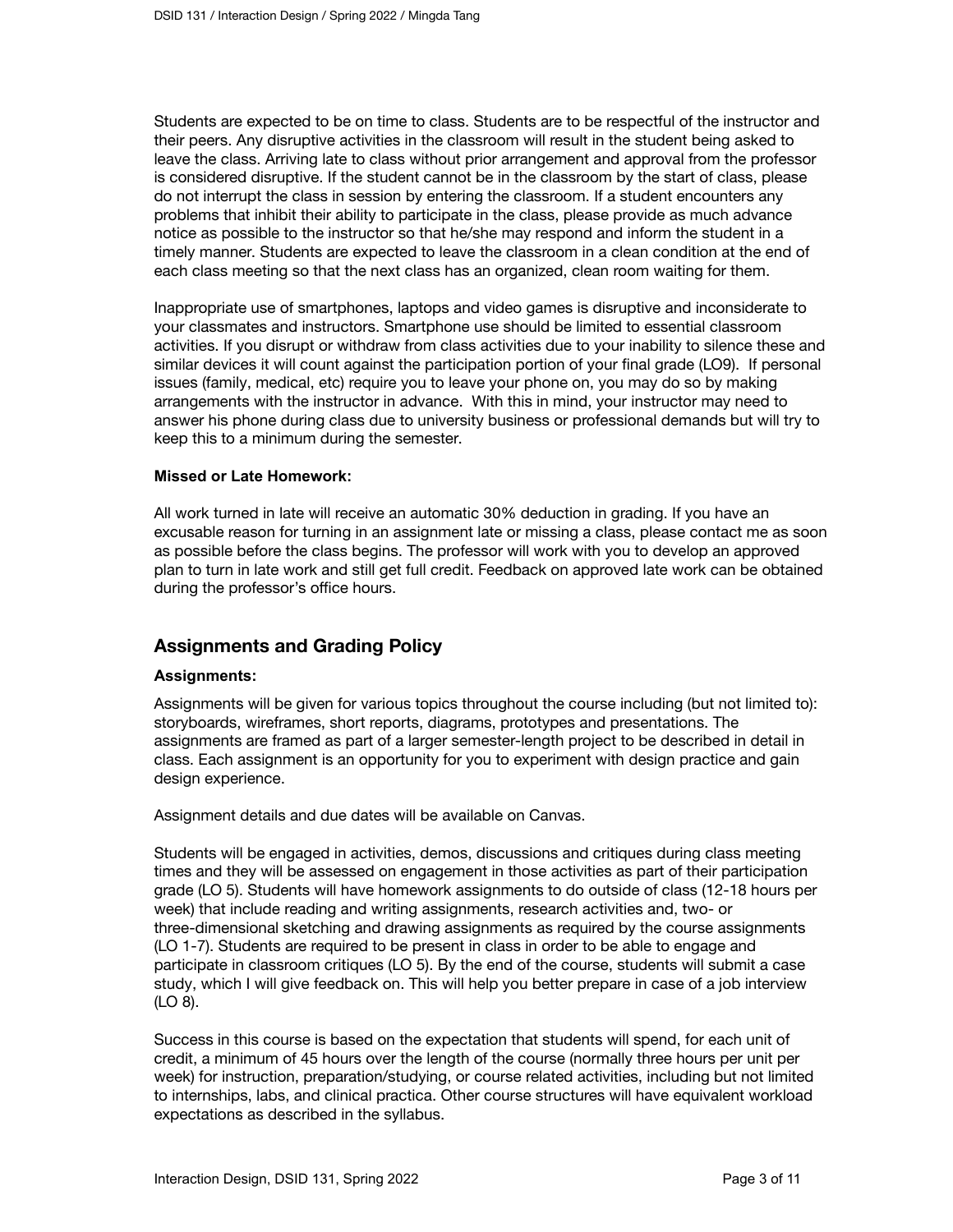Students are expected to be on time to class. Students are to be respectful of the instructor and their peers. Any disruptive activities in the classroom will result in the student being asked to leave the class. Arriving late to class without prior arrangement and approval from the professor is considered disruptive. If the student cannot be in the classroom by the start of class, please do not interrupt the class in session by entering the classroom. If a student encounters any problems that inhibit their ability to participate in the class, please provide as much advance notice as possible to the instructor so that he/she may respond and inform the student in a timely manner. Students are expected to leave the classroom in a clean condition at the end of each class meeting so that the next class has an organized, clean room waiting for them.

Inappropriate use of smartphones, laptops and video games is disruptive and inconsiderate to your classmates and instructors. Smartphone use should be limited to essential classroom activities. If you disrupt or withdraw from class activities due to your inability to silence these and similar devices it will count against the participation portion of your final grade (LO9). If personal issues (family, medical, etc) require you to leave your phone on, you may do so by making arrangements with the instructor in advance. With this in mind, your instructor may need to answer his phone during class due to university business or professional demands but will try to keep this to a minimum during the semester.

**Missed or Late Homework:**

All work turned in late will receive an automatic 30% deduction in grading. If you have an excusable reason for turning in an assignment late or missing a class, please contact me as soon as possible before the class begins. The professor will work with you to develop an approved plan to turn in late work and still get full credit. Feedback on approved late work can be obtained during the professor's office hours.

## Assignments and Grading Policy

**Assignments:**

Assignments will be given for various topics throughout the course including (but not limited to): storyboards, wireframes, short reports, diagrams, prototypes and presentations. The assignments are framed as part of a larger semester-length project to be described in detail in class. Each assignment is an opportunity for you to experiment with design practice and gain design experience.

Assignment details and due dates will be available on Canvas.

Students will be engaged in activities, demos, discussions and critiques during class meeting times and they will be assessed on engagement in those activities as part of their participation grade (LO 5). Students will have homework assignments to do outside of class (12-18 hours per week) that include reading and writing assignments, research activities and, two- or three-dimensional sketching and drawing assignments as required by the course assignments (LO 1-7). Students are required to be present in class in order to be able to engage and participate in classroom critiques (LO 5). By the end of the course, students will submit a case study, which I will give feedback on. This will help you better prepare in case of a job interview (LO 8).

Success in this course is based on the expectation that students will spend, for each unit of credit, a minimum of 45 hours over the length of the course (normally three hours per unit per week) for instruction, preparation/studying, or course related activities, including but not limited to internships, labs, and clinical practica. Other course structures will have equivalent workload expectations as described in the syllabus.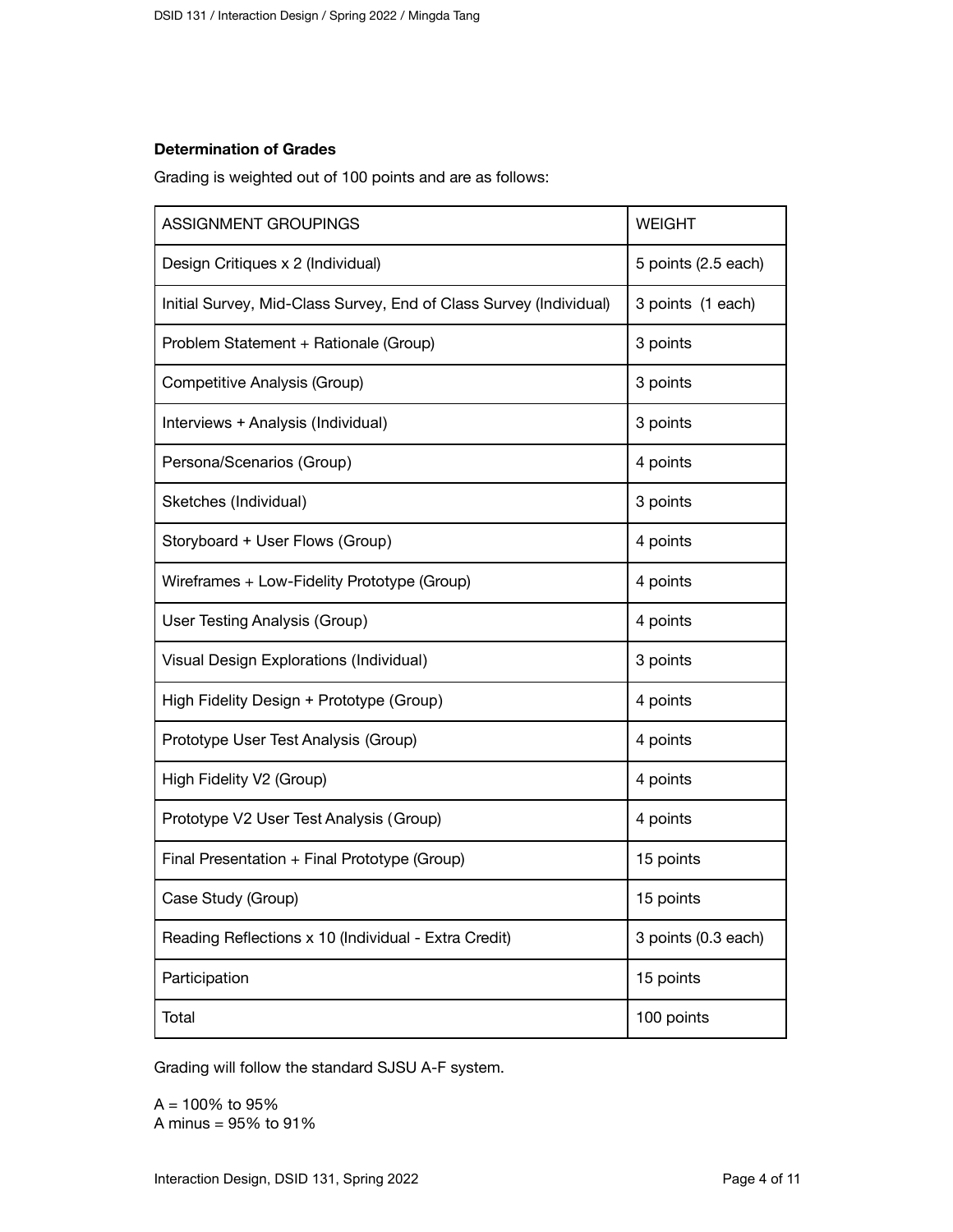**Determination of Grades**

Grading is weighted out of 100 points and are as follows:

| ASSIGNMENT GROUPINGS | WEIGHT |
| --- | --- |
| Design Critiques x 2 (Individual) | 5 points (2.5 each) |
| Initial Survey, Mid-Class Survey, End of Class Survey (Individual) | 3 points (1 each) |
| Problem Statement + Rationale (Group) | 3 points |
| Competitive Analysis (Group) | 3 points |
| Interviews + Analysis (Individual) | 3 points |
| Persona/Scenarios (Group) | 4 points |
| Sketches (Individual) | 3 points |
| Storyboard + User Flows (Group) | 4 points |
| Wireframes + Low-Fidelity Prototype (Group) | 4 points |
| User Testing Analysis (Group) | 4 points |
| Visual Design Explorations (Individual) | 3 points |
| High Fidelity Design + Prototype (Group) | 4 points |
| Prototype User Test Analysis (Group) | 4 points |
| High Fidelity V2 (Group) | 4 points |
| Prototype V2 User Test Analysis (Group) | 4 points |
| Final Presentation + Final Prototype (Group) | 15 points |
| Case Study (Group) | 15 points |
| Reading Reflections x 10 (Individual - Extra Credit) | 3 points (0.3 each) |
| Participation | 15 points |
| Total | 100 points |

Grading will follow the standard SJSU A-F system.

A = 100% to 95%
A minus = 95% to 91%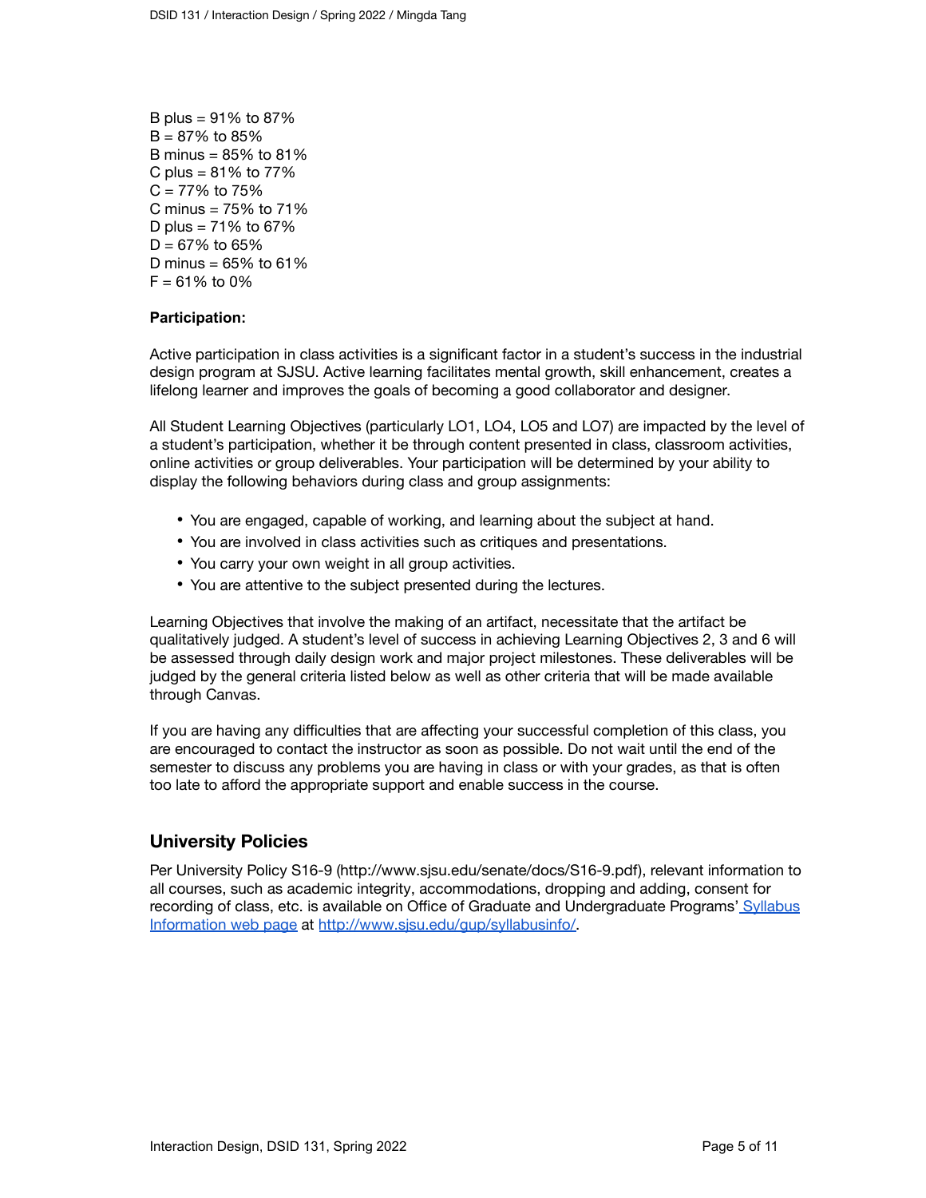B plus = 91% to 87%
B = 87% to 85%
B minus = 85% to 81%
C plus = 81% to 77%
C = 77% to 75%
C minus = 75% to 71%
D plus = 71% to 67%
D = 67% to 65%
D minus = 65% to 61%
F = 61% to 0%

**Participation:**

Active participation in class activities is a significant factor in a student's success in the industrial design program at SJSU. Active learning facilitates mental growth, skill enhancement, creates a lifelong learner and improves the goals of becoming a good collaborator and designer.

All Student Learning Objectives (particularly LO1, LO4, LO5 and LO7) are impacted by the level of a student's participation, whether it be through content presented in class, classroom activities, online activities or group deliverables. Your participation will be determined by your ability to display the following behaviors during class and group assignments:

- You are engaged, capable of working, and learning about the subject at hand.
- You are involved in class activities such as critiques and presentations.
- You carry your own weight in all group activities.
- You are attentive to the subject presented during the lectures.

Learning Objectives that involve the making of an artifact, necessitate that the artifact be qualitatively judged. A student's level of success in achieving Learning Objectives 2, 3 and 6 will be assessed through daily design work and major project milestones. These deliverables will be judged by the general criteria listed below as well as other criteria that will be made available through Canvas.

If you are having any difficulties that are affecting your successful completion of this class, you are encouraged to contact the instructor as soon as possible. Do not wait until the end of the semester to discuss any problems you are having in class or with your grades, as that is often too late to afford the appropriate support and enable success in the course.

## University Policies

Per University Policy S16-9 (http://www.sjsu.edu/senate/docs/S16-9.pdf), relevant information to all courses, such as academic integrity, accommodations, dropping and adding, consent for recording of class, etc. is available on Office of Graduate and Undergraduate Programs' [Syllabus Information web page](http://www.sjsu.edu/gup/syllabusinfo/) at [http://www.sjsu.edu/gup/syllabusinfo/](http://www.sjsu.edu/gup/syllabusinfo/).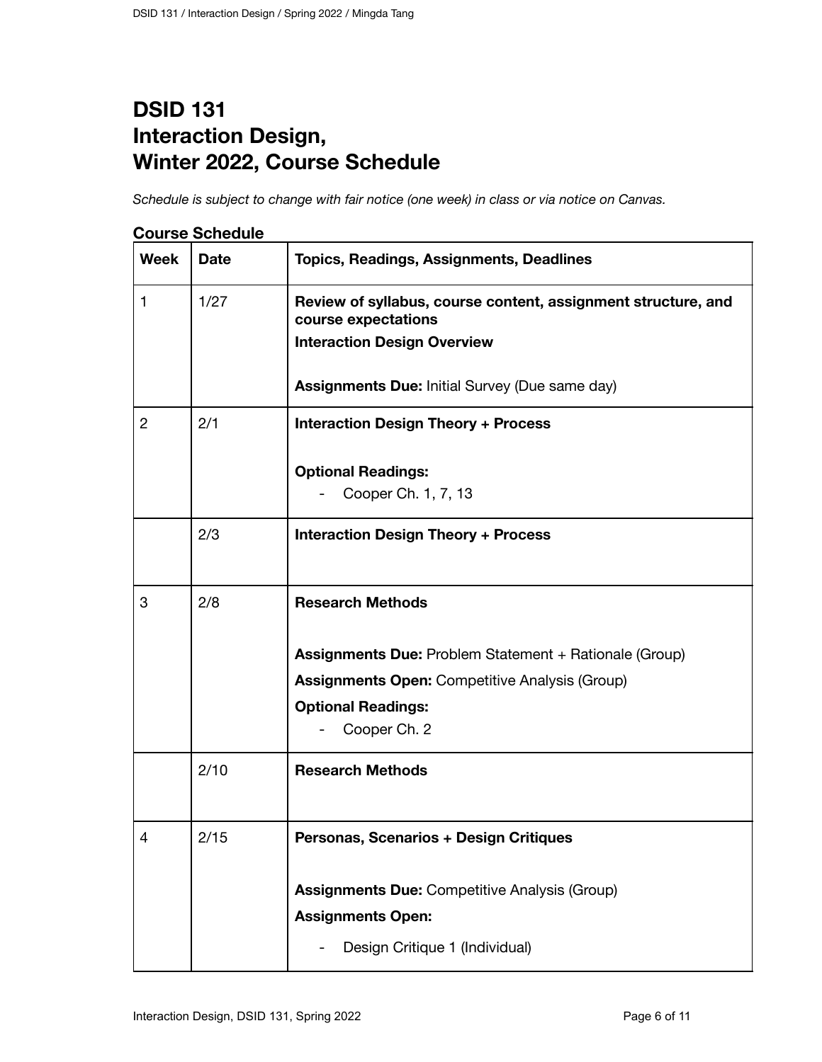# DSID 131
# Interaction Design,
# Winter 2022, Course Schedule

*Schedule is subject to change with fair notice (one week) in class or via notice on Canvas.*

**Course Schedule**

| Week | Date | Topics, Readings, Assignments, Deadlines |
|---|---|---|
| 1 | 1/27 | **Review of syllabus, course content, assignment structure, and course expectations**<br>**Interaction Design Overview**<br><br>**Assignments Due:** Initial Survey (Due same day) |
| 2 | 2/1 | **Interaction Design Theory + Process**<br><br>**Optional Readings:**<br>- Cooper Ch. 1, 7, 13 |
| | 2/3 | **Interaction Design Theory + Process** |
| 3 | 2/8 | **Research Methods**<br><br>**Assignments Due:** Problem Statement + Rationale (Group)<br>**Assignments Open:** Competitive Analysis (Group)<br>**Optional Readings:**<br>- Cooper Ch. 2 |
| | 2/10 | **Research Methods** |
| 4 | 2/15 | **Personas, Scenarios + Design Critiques**<br><br>**Assignments Due:** Competitive Analysis (Group)<br>**Assignments Open:**<br>- Design Critique 1 (Individual) |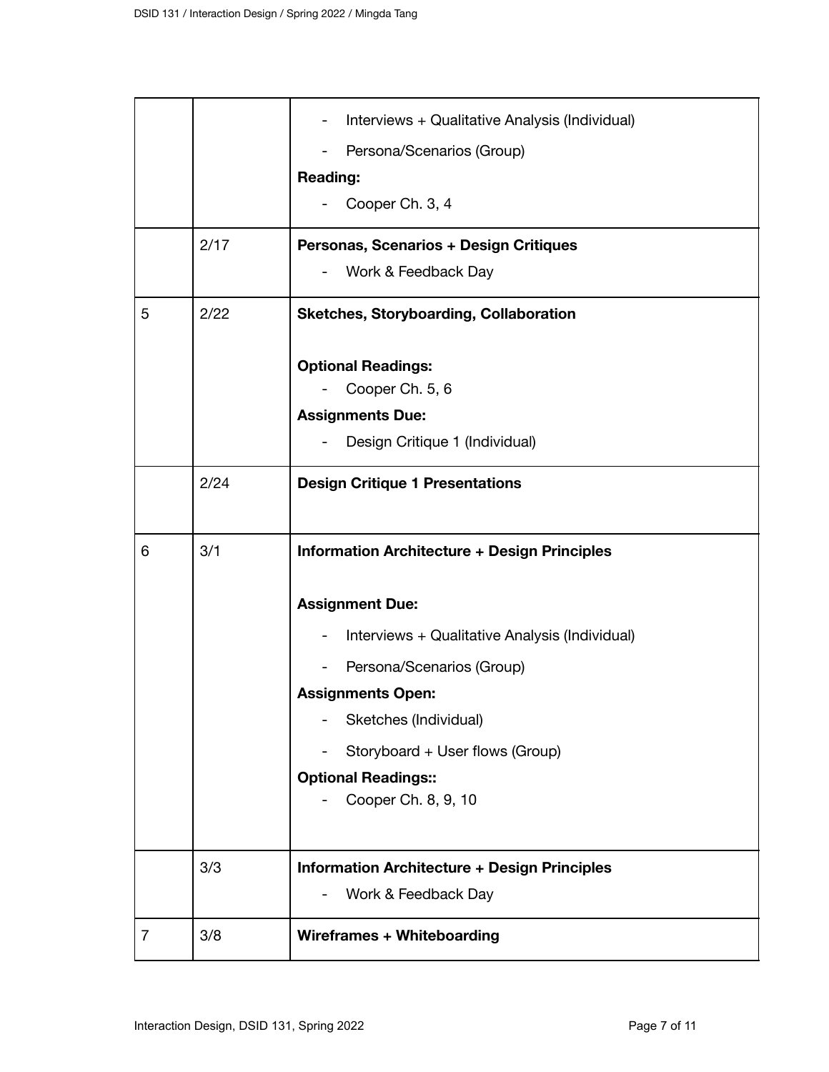| | | |
|---|---|---|
| | | - Interviews + Qualitative Analysis (Individual)<br>- Persona/Scenarios (Group)<br>**Reading:**<br>- Cooper Ch. 3, 4 |
| | 2/17 | **Personas, Scenarios + Design Critiques**<br>- Work & Feedback Day |
| 5 | 2/22 | **Sketches, Storyboarding, Collaboration**<br><br>**Optional Readings:**<br>- Cooper Ch. 5, 6<br>**Assignments Due:**<br>- Design Critique 1 (Individual) |
| | 2/24 | **Design Critique 1 Presentations** |
| 6 | 3/1 | **Information Architecture + Design Principles**<br><br>**Assignment Due:**<br>- Interviews + Qualitative Analysis (Individual)<br>- Persona/Scenarios (Group)<br>**Assignments Open:**<br>- Sketches (Individual)<br>- Storyboard + User flows (Group)<br>**Optional Readings::**<br>- Cooper Ch. 8, 9, 10 |
| | 3/3 | **Information Architecture + Design Principles**<br>- Work & Feedback Day |
| 7 | 3/8 | **Wireframes + Whiteboarding** |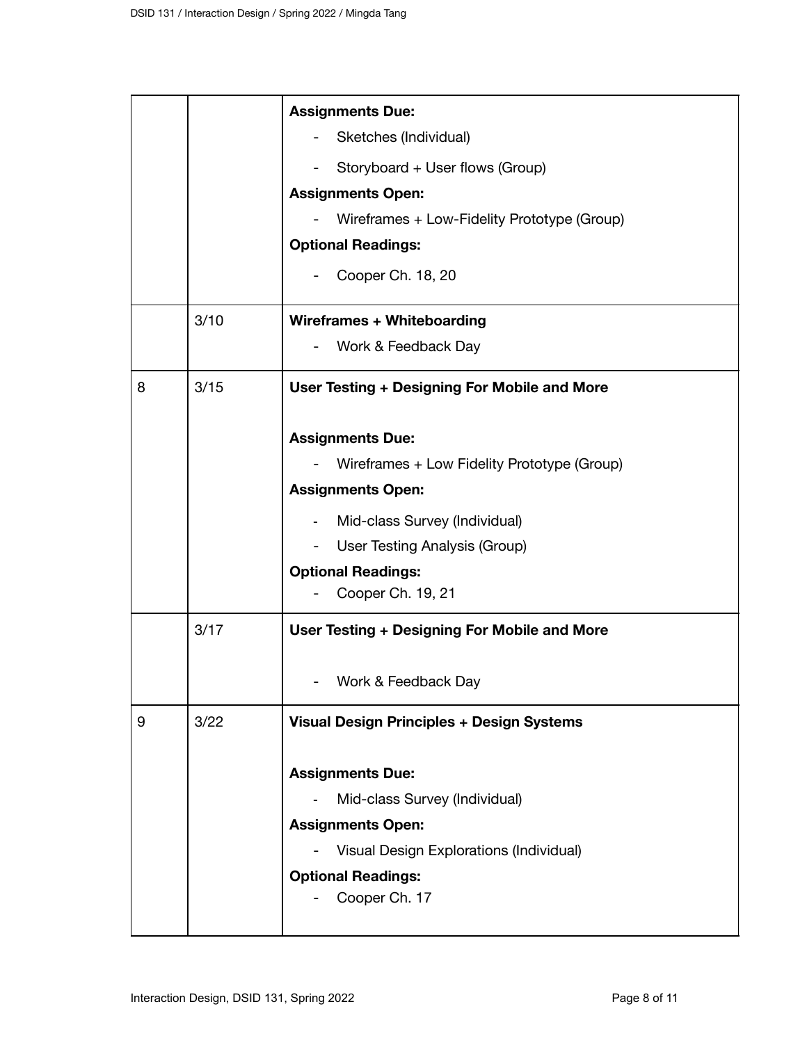| | | |
|---|---|---|
| | | **Assignments Due:**<br>- Sketches (Individual)<br>- Storyboard + User flows (Group)<br>**Assignments Open:**<br>- Wireframes + Low-Fidelity Prototype (Group)<br>**Optional Readings:**<br>- Cooper Ch. 18, 20 |
| | 3/10 | **Wireframes + Whiteboarding**<br>- Work & Feedback Day |
| 8 | 3/15 | **User Testing + Designing For Mobile and More**<br><br>**Assignments Due:**<br>- Wireframes + Low Fidelity Prototype (Group)<br>**Assignments Open:**<br>- Mid-class Survey (Individual)<br>- User Testing Analysis (Group)<br>**Optional Readings:**<br>- Cooper Ch. 19, 21 |
| | 3/17 | **User Testing + Designing For Mobile and More**<br><br>- Work & Feedback Day |
| 9 | 3/22 | **Visual Design Principles + Design Systems**<br><br>**Assignments Due:**<br>- Mid-class Survey (Individual)<br>**Assignments Open:**<br>- Visual Design Explorations (Individual)<br>**Optional Readings:**<br>- Cooper Ch. 17 |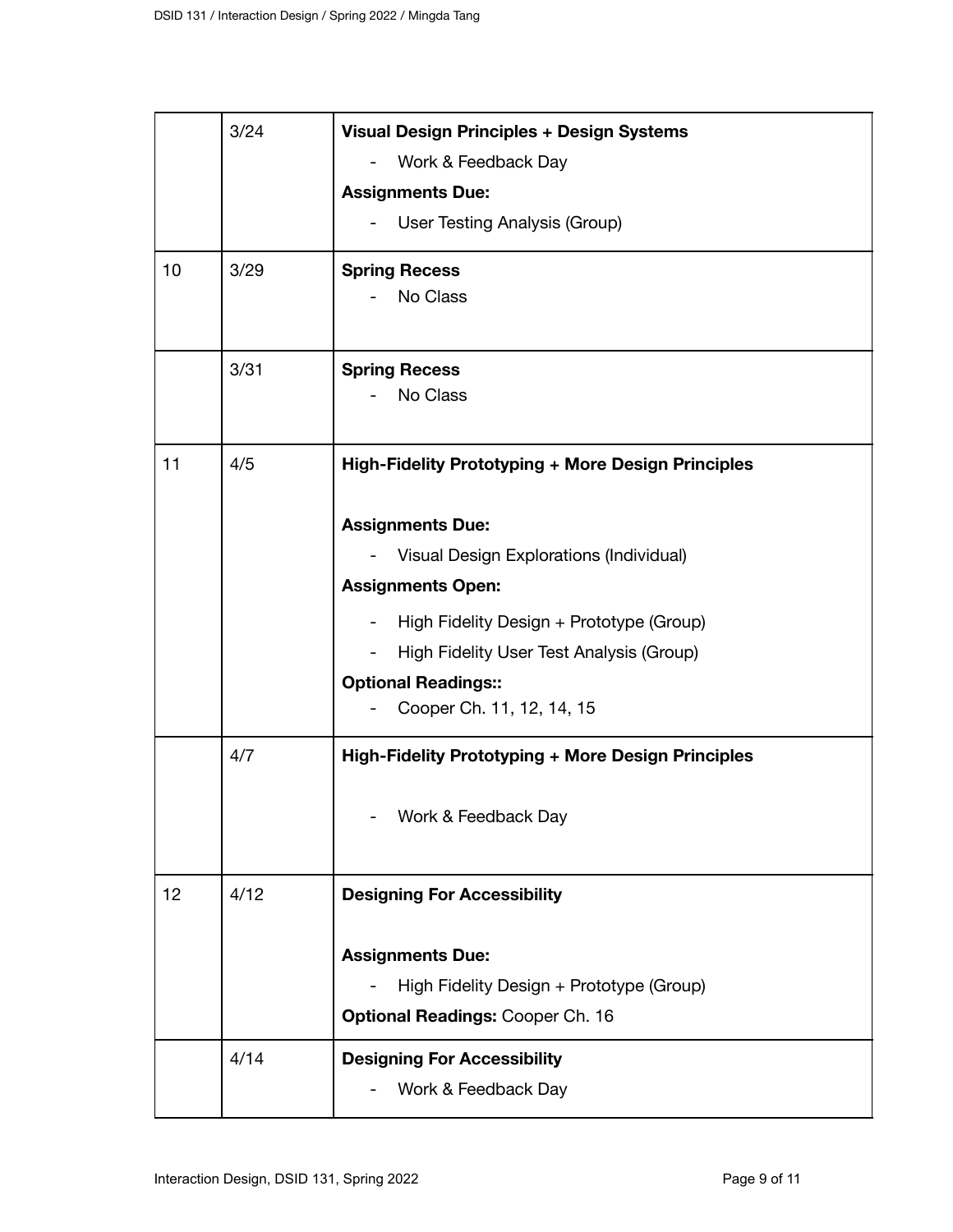| | | |
|---|---|---|
| | 3/24 | **Visual Design Principles + Design Systems**<br>- Work & Feedback Day<br>**Assignments Due:**<br>- User Testing Analysis (Group) |
| 10 | 3/29 | **Spring Recess**<br>- No Class |
| | 3/31 | **Spring Recess**<br>- No Class |
| 11 | 4/5 | **High-Fidelity Prototyping + More Design Principles**<br><br>**Assignments Due:**<br>- Visual Design Explorations (Individual)<br>**Assignments Open:**<br>- High Fidelity Design + Prototype (Group)<br>- High Fidelity User Test Analysis (Group)<br>**Optional Readings::**<br>- Cooper Ch. 11, 12, 14, 15 |
| | 4/7 | **High-Fidelity Prototyping + More Design Principles**<br><br>- Work & Feedback Day |
| 12 | 4/12 | **Designing For Accessibility**<br><br>**Assignments Due:**<br>- High Fidelity Design + Prototype (Group)<br>**Optional Readings:** Cooper Ch. 16 |
| | 4/14 | **Designing For Accessibility**<br>- Work & Feedback Day |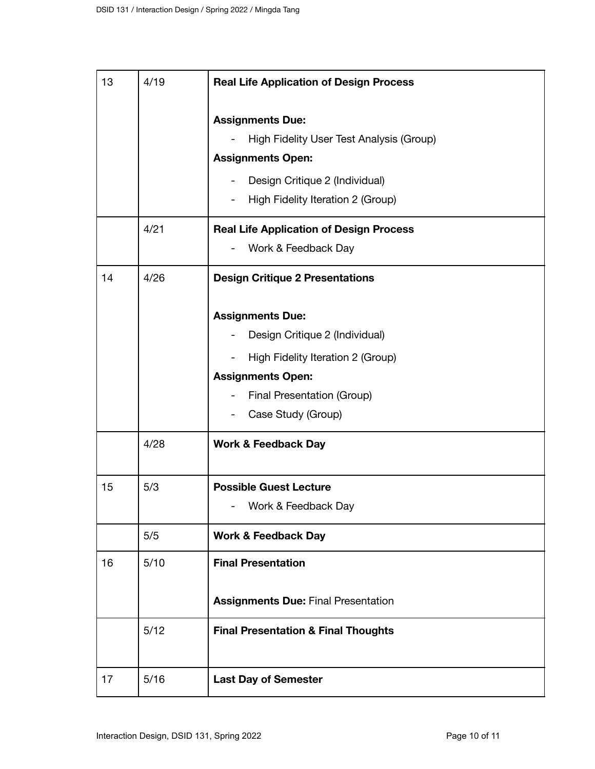| | | |
|---|---|---|
| 13 | 4/19 | **Real Life Application of Design Process**<br><br>**Assignments Due:**<br>- High Fidelity User Test Analysis (Group)<br>**Assignments Open:**<br>- Design Critique 2 (Individual)<br>- High Fidelity Iteration 2 (Group) |
| | 4/21 | **Real Life Application of Design Process**<br>- Work & Feedback Day |
| 14 | 4/26 | **Design Critique 2 Presentations**<br><br>**Assignments Due:**<br>- Design Critique 2 (Individual)<br>- High Fidelity Iteration 2 (Group)<br>**Assignments Open:**<br>- Final Presentation (Group)<br>- Case Study (Group) |
| | 4/28 | **Work & Feedback Day** |
| 15 | 5/3 | **Possible Guest Lecture**<br>- Work & Feedback Day |
| | 5/5 | **Work & Feedback Day** |
| 16 | 5/10 | **Final Presentation**<br><br>**Assignments Due:** Final Presentation |
| | 5/12 | **Final Presentation & Final Thoughts** |
| 17 | 5/16 | **Last Day of Semester** |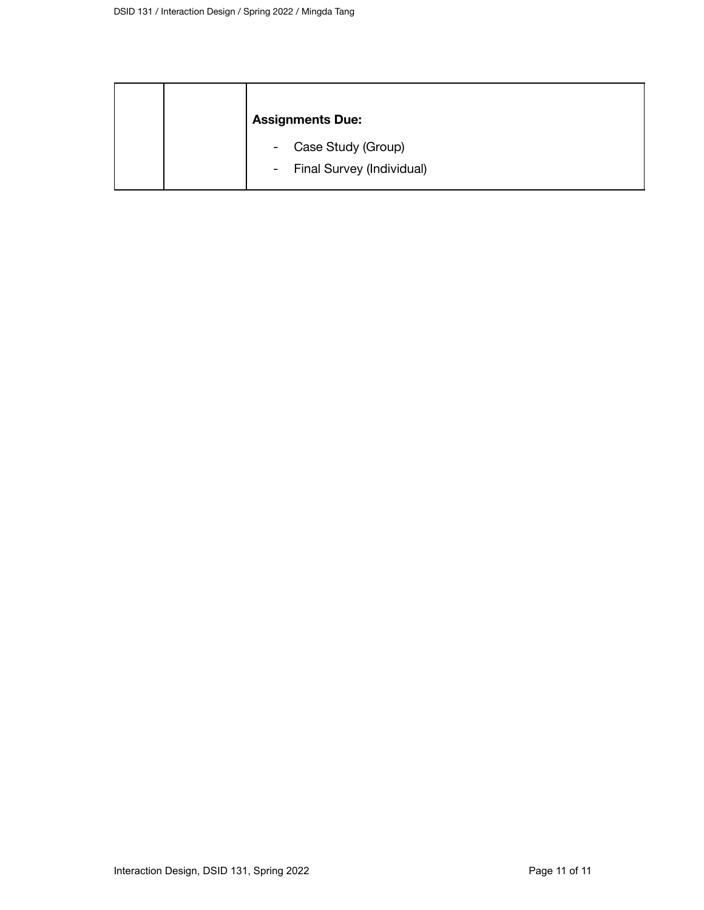| | | |
|---|---|---|
| | | **Assignments Due:**<br>- Case Study (Group)<br>- Final Survey (Individual) |